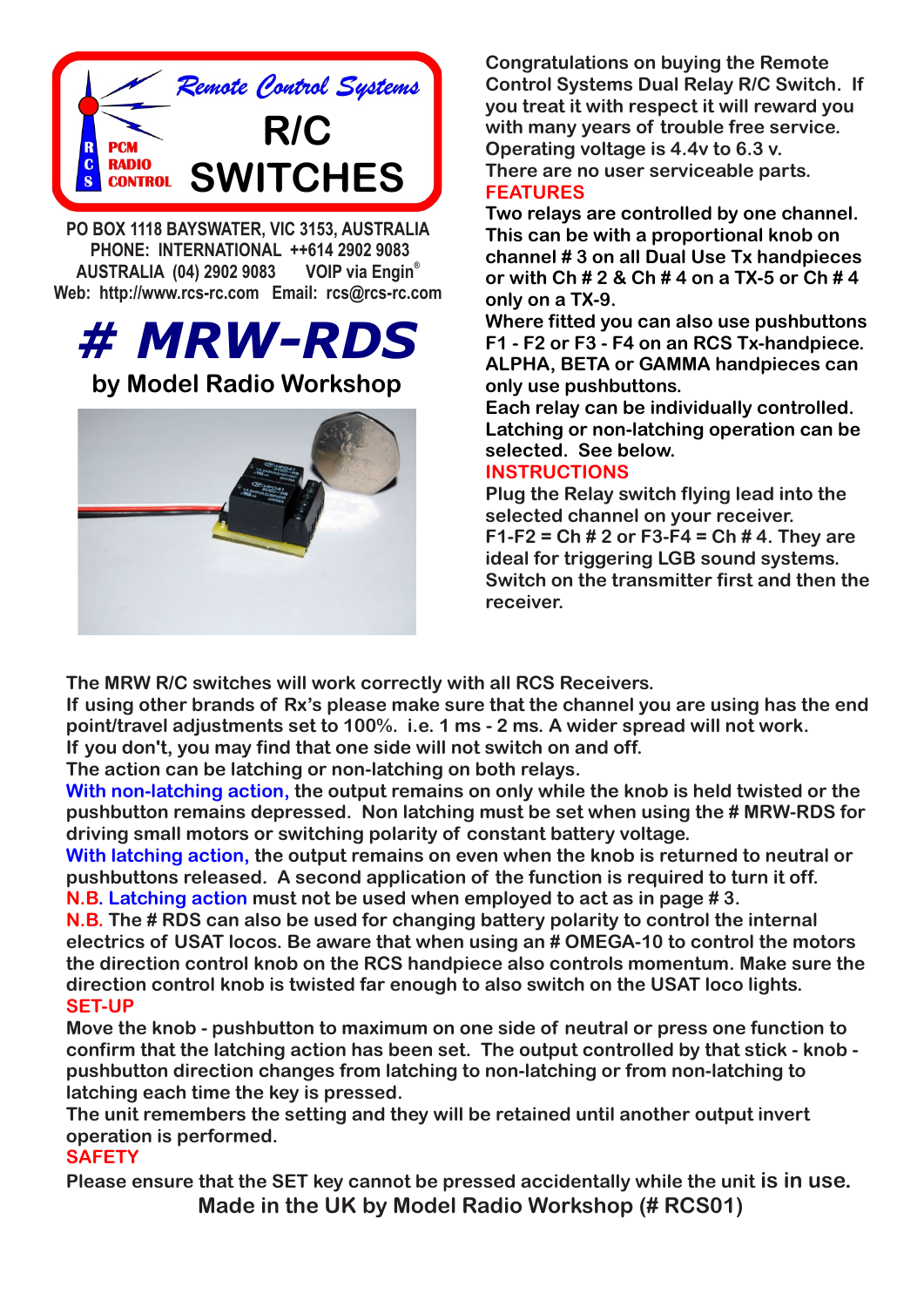Remote Control Systems

R/C SWITCHES

R C S PCM RADIO CONTROL

PO BOX 1118 BAYSWATER, VIC 3153, AUSTRALIA
PHONE: INTERNATIONAL ++614 2902 9083
AUSTRALIA (04) 2902 9083 VOIP via Engin®
Web: http://www.rcs-rc.com Email: rcs@rcs-rc.com

# # MRW-RDS

**by Model Radio Workshop**

Congratulations on buying the Remote Control Systems Dual Relay R/C Switch. If you treat it with respect it will reward you with many years of trouble free service.
Operating voltage is 4.4v to 6.3 v.
There are no user serviceable parts.

## FEATURES

Two relays are controlled by one channel. This can be with a proportional knob on channel # 3 on all Dual Use Tx handpieces or with Ch # 2 & Ch # 4 on a TX-5 or Ch # 4 only on a TX-9.
Where fitted you can also use pushbuttons F1 - F2 or F3 - F4 on an RCS Tx-handpiece. ALPHA, BETA or GAMMA handpieces can only use pushbuttons.
Each relay can be individually controlled. Latching or non-latching operation can be selected. See below.

## INSTRUCTIONS

Plug the Relay switch flying lead into the selected channel on your receiver.
F1-F2 = Ch # 2 or F3-F4 = Ch # 4. They are ideal for triggering LGB sound systems.
Switch on the transmitter first and then the receiver.

The MRW R/C switches will work correctly with all RCS Receivers.
If using other brands of Rx's please make sure that the channel you are using has the end point/travel adjustments set to 100%. i.e. 1 ms - 2 ms. A wider spread will not work.
If you don't, you may find that one side will not switch on and off.
The action can be latching or non-latching on both relays.
With non-latching action, the output remains on only while the knob is held twisted or the pushbutton remains depressed. Non latching must be set when using the # MRW-RDS for driving small motors or switching polarity of constant battery voltage.
With latching action, the output remains on even when the knob is returned to neutral or pushbuttons released. A second application of the function is required to turn it off.
N.B. Latching action must not be used when employed to act as in page # 3.
N.B. The # RDS can also be used for changing battery polarity to control the internal electrics of USAT locos. Be aware that when using an # OMEGA-10 to control the motors the direction control knob on the RCS handpiece also controls momentum. Make sure the direction control knob is twisted far enough to also switch on the USAT loco lights.

## SET-UP

Move the knob - pushbutton to maximum on one side of neutral or press one function to confirm that the latching action has been set. The output controlled by that stick - knob - pushbutton direction changes from latching to non-latching or from non-latching to latching each time the key is pressed.
The unit remembers the setting and they will be retained until another output invert operation is performed.

## SAFETY

Please ensure that the SET key cannot be pressed accidentally while the unit is in use.

**Made in the UK by Model Radio Workshop (# RCS01)**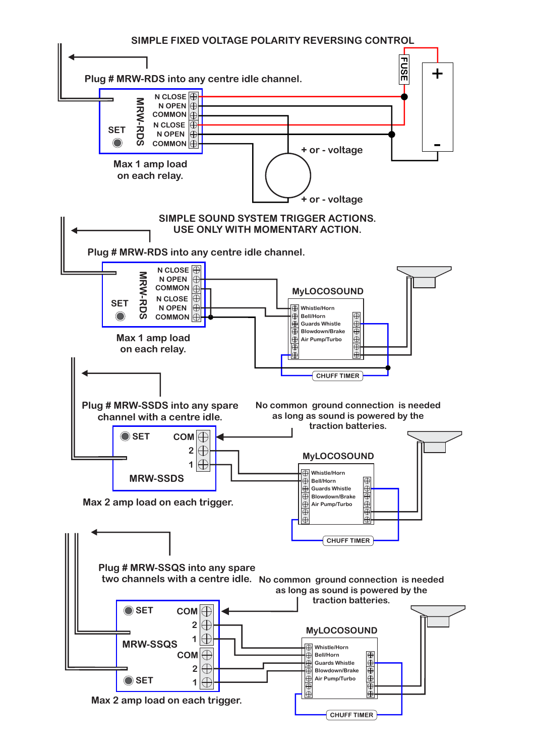## SIMPLE FIXED VOLTAGE POLARITY REVERSING CONTROL

Plug # MRW-RDS into any centre idle channel.

MRW-RDS

SET

N CLOSE
N OPEN
COMMON
N CLOSE
N OPEN
COMMON

FUSE

+

-

+ or - voltage

+ or - voltage

Max 1 amp load on each relay.

## SIMPLE SOUND SYSTEM TRIGGER ACTIONS.
## USE ONLY WITH MOMENTARY ACTION.

Plug # MRW-RDS into any centre idle channel.

MRW-RDS

SET

N CLOSE
N OPEN
COMMON
N CLOSE
N OPEN
COMMON

MyLOCOSOUND

Whistle/Horn
Bell/Horn
Guards Whistle
Blowdown/Brake
Air Pump/Turbo

CHUFF TIMER

Max 1 amp load on each relay.

Plug # MRW-SSDS into any spare channel with a centre idle.

No common ground connection is needed as long as sound is powered by the traction batteries.

SET

COM
2
1

MRW-SSDS

MyLOCOSOUND

Whistle/Horn
Bell/Horn
Guards Whistle
Blowdown/Brake
Air Pump/Turbo

CHUFF TIMER

Max 2 amp load on each trigger.

Plug # MRW-SSQS into any spare two channels with a centre idle.

No common ground connection is needed as long as sound is powered by the traction batteries.

SET

COM
2
1

MRW-SSQS

COM
2
1

SET

MyLOCOSOUND

Whistle/Horn
Bell/Horn
Guards Whistle
Blowdown/Brake
Air Pump/Turbo

CHUFF TIMER

Max 2 amp load on each trigger.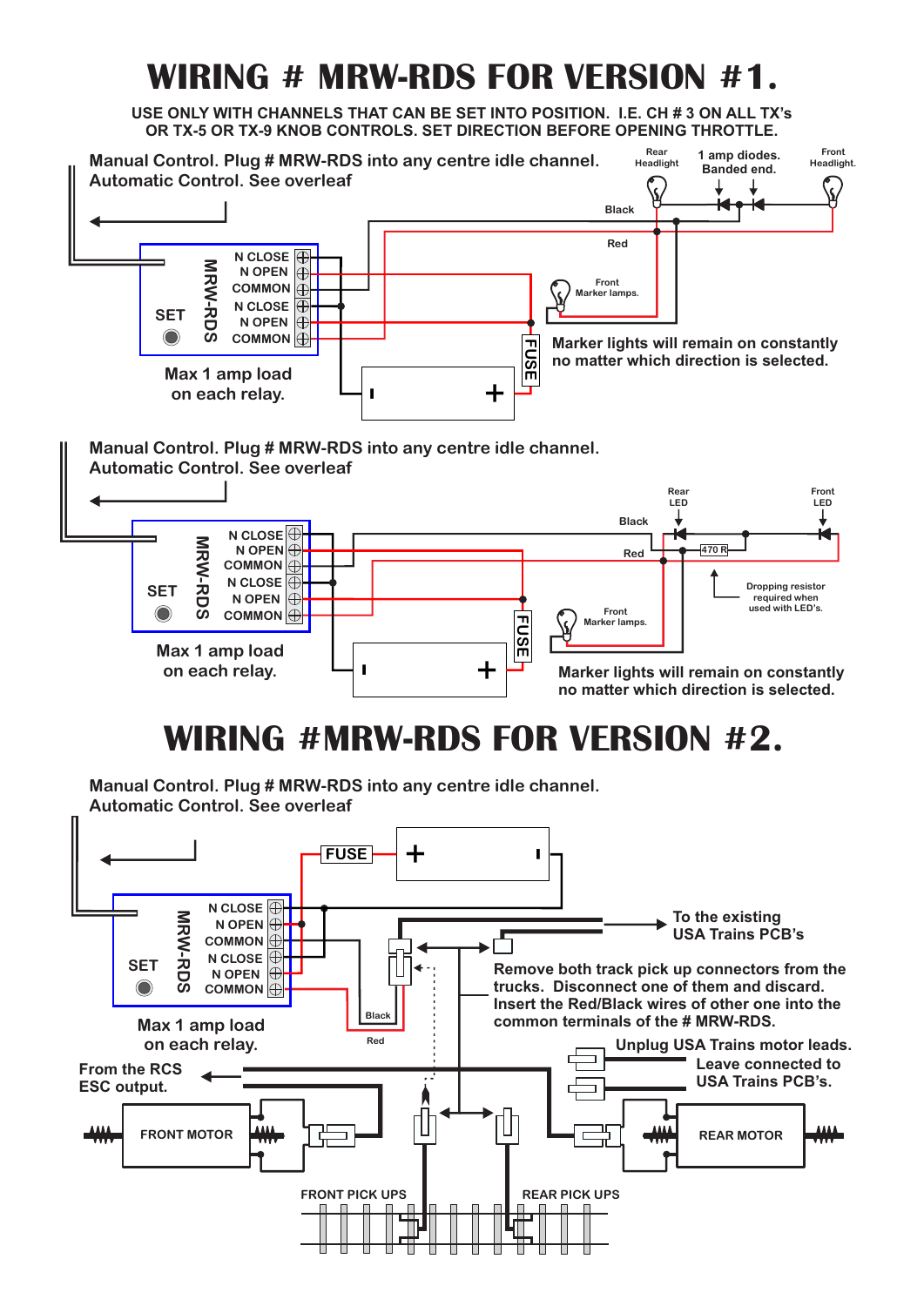# WIRING # MRW-RDS FOR VERSION #1.

**USE ONLY WITH CHANNELS THAT CAN BE SET INTO POSITION. I.E. CH # 3 ON ALL TX's OR TX-5 OR TX-9 KNOB CONTROLS. SET DIRECTION BEFORE OPENING THROTTLE.**

Manual Control. Plug # MRW-RDS into any centre idle channel.
Automatic Control. See overleaf

Rear Headlight

1 amp diodes. Banded end.

Front Headlight.

Black

Red

MRW-RDS

SET

N CLOSE
N OPEN
COMMON
N CLOSE
N OPEN
COMMON

Front Marker lamps.

FUSE

Marker lights will remain on constantly no matter which direction is selected.

Max 1 amp load on each relay.

Manual Control. Plug # MRW-RDS into any centre idle channel.
Automatic Control. See overleaf

Rear LED

Front LED

Black

Red

470 R

MRW-RDS

SET

N CLOSE
N OPEN
COMMON
N CLOSE
N OPEN
COMMON

Dropping resistor required when used with LED's.

Front Marker lamps.

FUSE

Max 1 amp load on each relay.

Marker lights will remain on constantly no matter which direction is selected.

# WIRING #MRW-RDS FOR VERSION #2.

Manual Control. Plug # MRW-RDS into any centre idle channel.
Automatic Control. See overleaf

FUSE

MRW-RDS

SET

N CLOSE
N OPEN
COMMON
N CLOSE
N OPEN
COMMON

To the existing USA Trains PCB's

Remove both track pick up connectors from the trucks. Disconnect one of them and discard. Insert the Red/Black wires of other one into the common terminals of the # MRW-RDS.

Black

Red

Max 1 amp load on each relay.

Unplug USA Trains motor leads.
Leave connected to USA Trains PCB's.

From the RCS ESC output.

FRONT MOTOR

REAR MOTOR

FRONT PICK UPS

REAR PICK UPS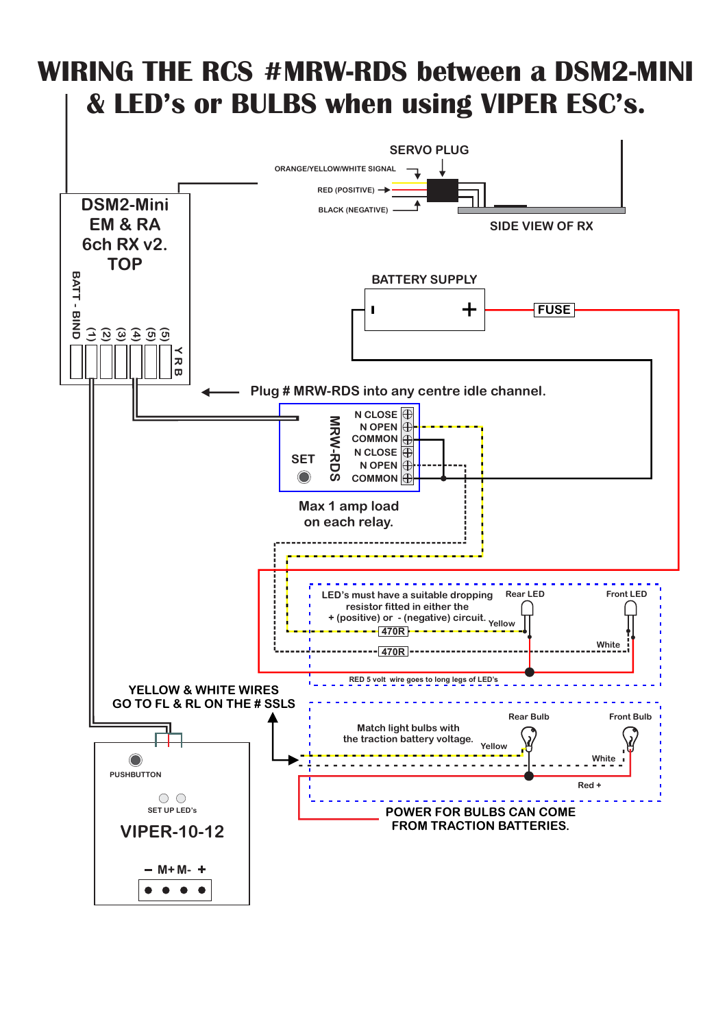# WIRING THE RCS #MRW-RDS between a DSM2-MINI & LED's or BULBS when using VIPER ESC's.

SERVO PLUG

ORANGE/YELLOW/WHITE SIGNAL

RED (POSITIVE)

BLACK (NEGATIVE)

SIDE VIEW OF RX

DSM2-Mini
EM & RA
6ch RX v2.
TOP

BATT - BIND

(1) (2) (3) (4) (5) (5)

Y R B

BATTERY SUPPLY

FUSE

Plug # MRW-RDS into any centre idle channel.

MRW-RDS

SET

N CLOSE
N OPEN
COMMON
N CLOSE
N OPEN
COMMON

Max 1 amp load
on each relay.

LED's must have a suitable dropping resistor fitted in either the + (positive) or - (negative) circuit.

Rear LED

Front LED

Yellow

470R

470R

White

RED 5 volt wire goes to long legs of LED's

YELLOW & WHITE WIRES
GO TO FL & RL ON THE # SSLS

Match light bulbs with the traction battery voltage.

Rear Bulb

Front Bulb

Yellow

White

Red +

POWER FOR BULBS CAN COME FROM TRACTION BATTERIES.

PUSHBUTTON

SET UP LED's

VIPER-10-12

− M+ M- +